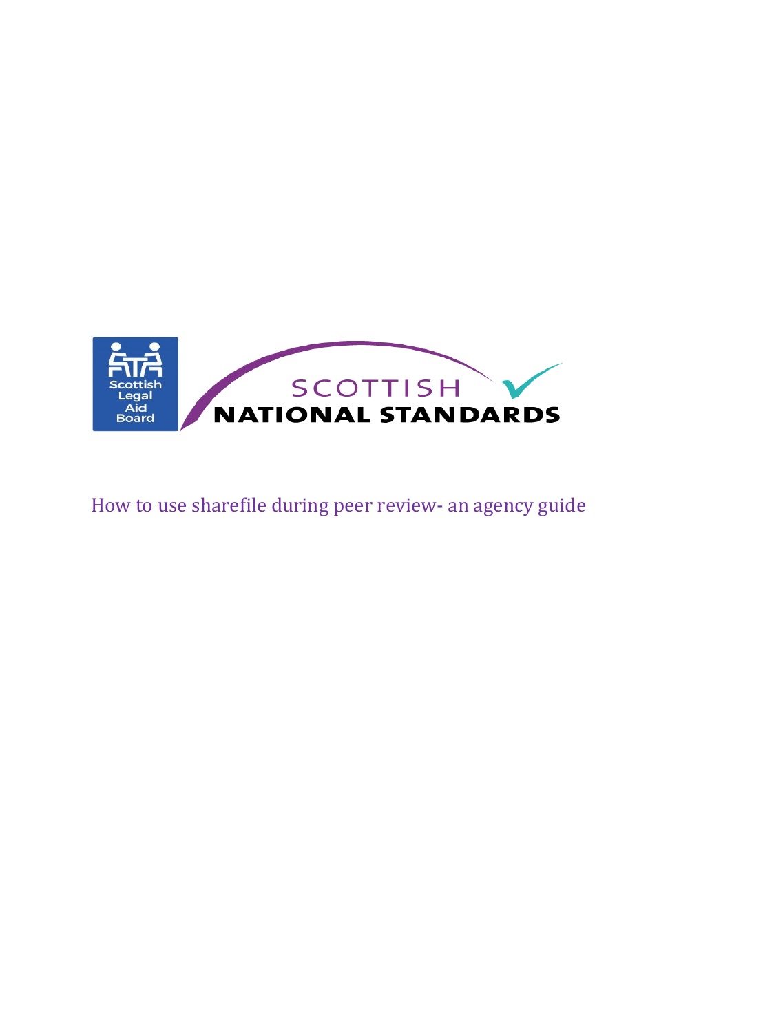Scottish Legal Aid Board

SCOTTISH NATIONAL STANDARDS

# How to use sharefile during peer review- an agency guide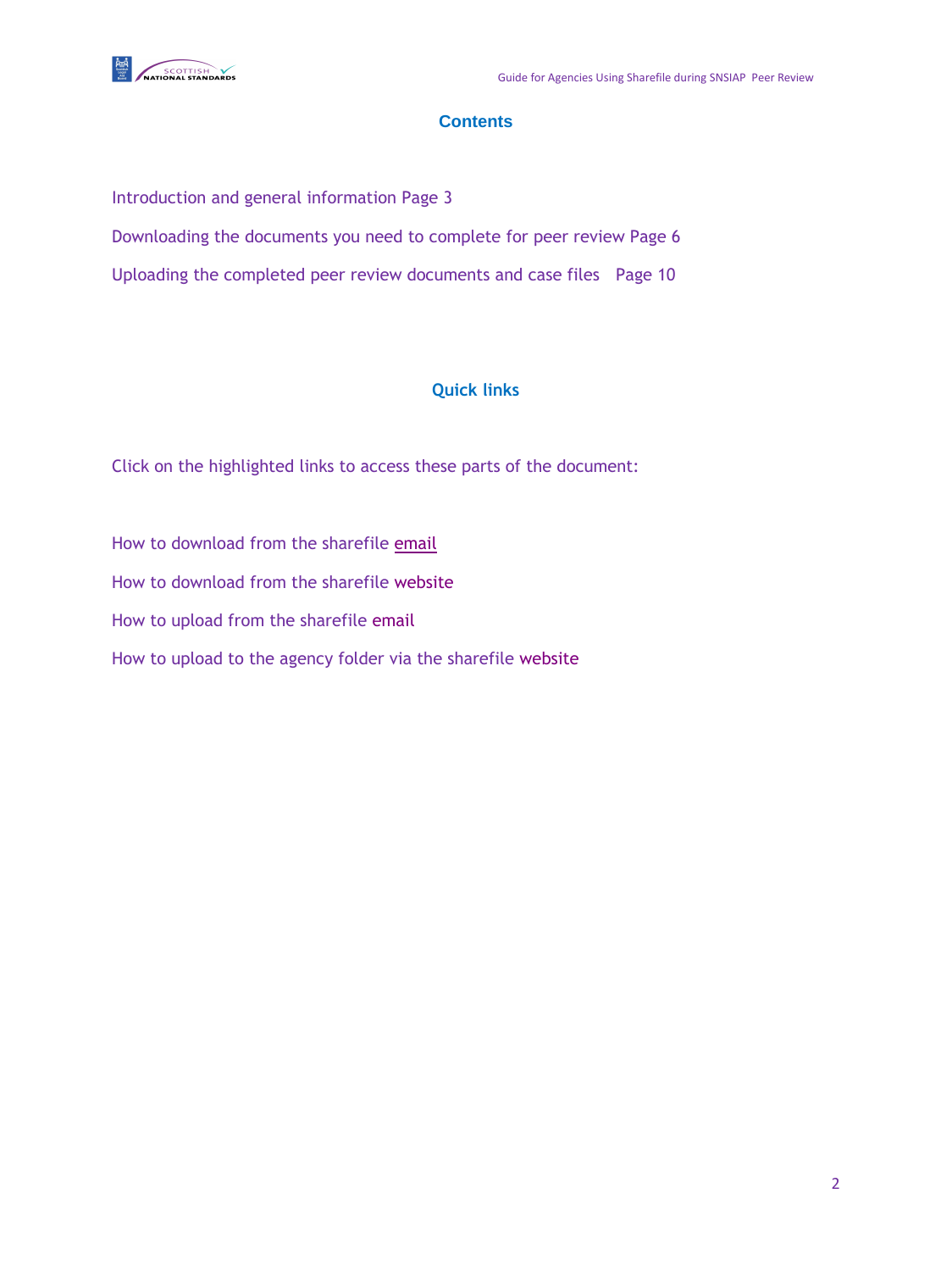## Contents

Introduction and general information Page 3

Downloading the documents you need to complete for peer review Page 6

Uploading the completed peer review documents and case files Page 10

## Quick links

Click on the highlighted links to access these parts of the document:

How to download from the sharefile email

How to download from the sharefile website

How to upload from the sharefile email

How to upload to the agency folder via the sharefile website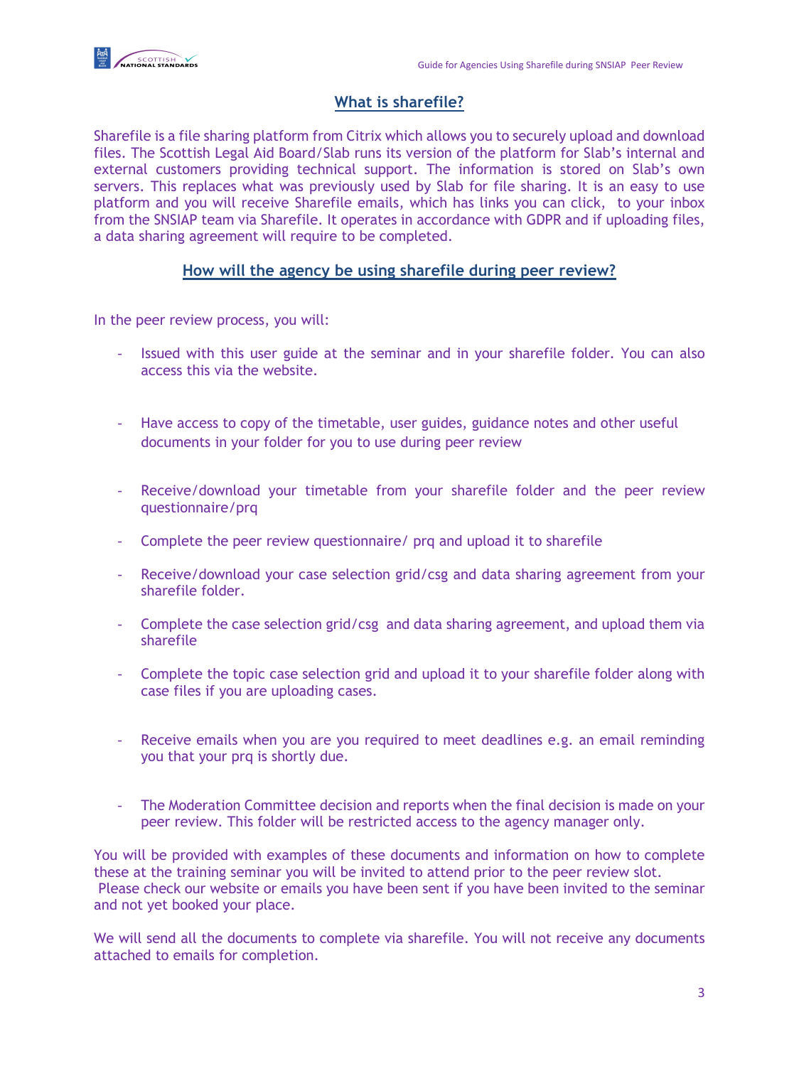## What is sharefile?

Sharefile is a file sharing platform from Citrix which allows you to securely upload and download files. The Scottish Legal Aid Board/Slab runs its version of the platform for Slab's internal and external customers providing technical support. The information is stored on Slab's own servers. This replaces what was previously used by Slab for file sharing. It is an easy to use platform and you will receive Sharefile emails, which has links you can click, to your inbox from the SNSIAP team via Sharefile. It operates in accordance with GDPR and if uploading files, a data sharing agreement will require to be completed.

## How will the agency be using sharefile during peer review?

In the peer review process, you will:

- Issued with this user guide at the seminar and in your sharefile folder. You can also access this via the website.
- Have access to copy of the timetable, user guides, guidance notes and other useful documents in your folder for you to use during peer review
- Receive/download your timetable from your sharefile folder and the peer review questionnaire/prq
- Complete the peer review questionnaire/ prq and upload it to sharefile
- Receive/download your case selection grid/csg and data sharing agreement from your sharefile folder.
- Complete the case selection grid/csg and data sharing agreement, and upload them via sharefile
- Complete the topic case selection grid and upload it to your sharefile folder along with case files if you are uploading cases.
- Receive emails when you are you required to meet deadlines e.g. an email reminding you that your prq is shortly due.
- The Moderation Committee decision and reports when the final decision is made on your peer review. This folder will be restricted access to the agency manager only.

You will be provided with examples of these documents and information on how to complete these at the training seminar you will be invited to attend prior to the peer review slot. Please check our website or emails you have been sent if you have been invited to the seminar and not yet booked your place.

We will send all the documents to complete via sharefile. You will not receive any documents attached to emails for completion.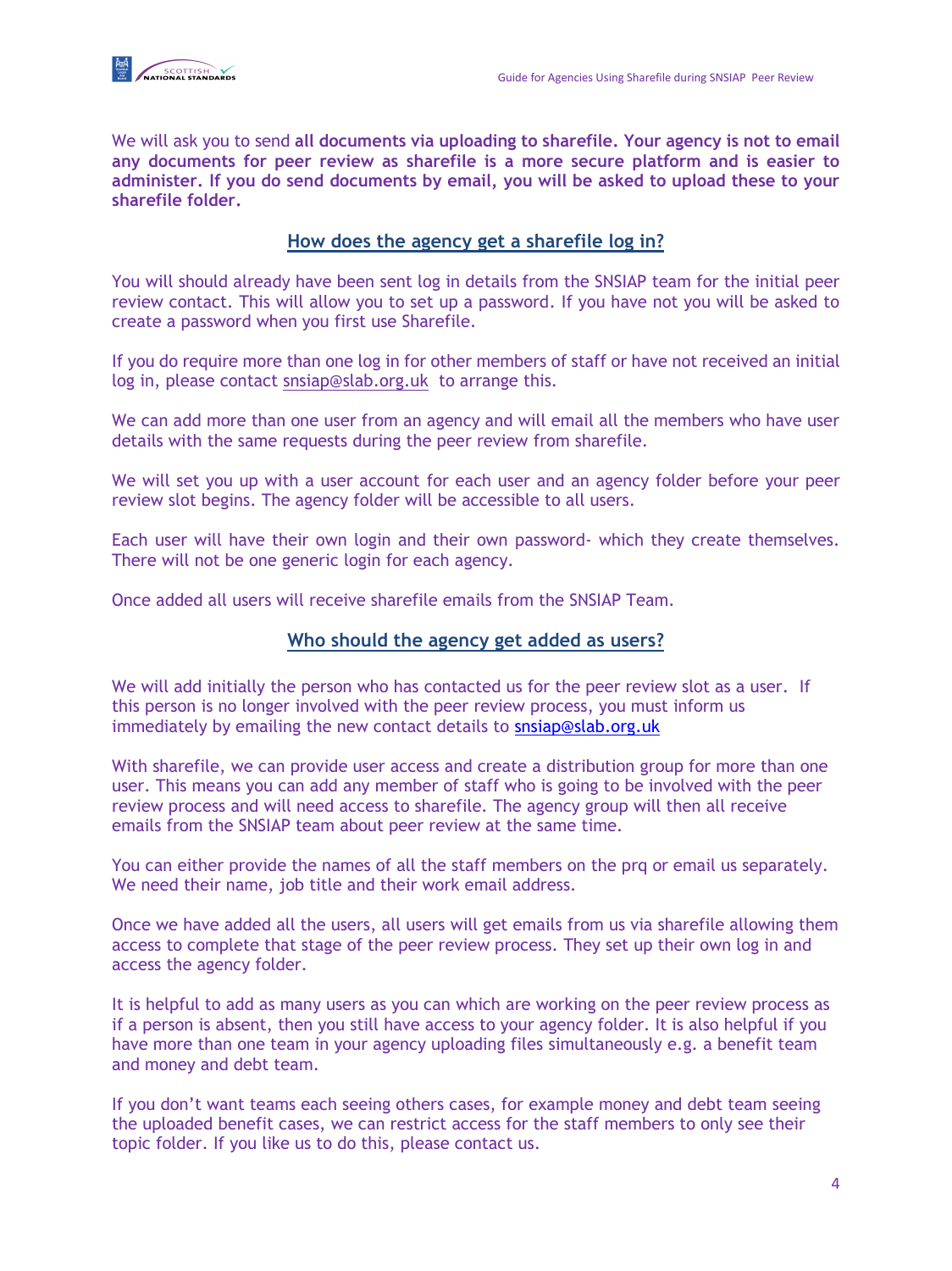We will ask you to send **all documents via uploading to sharefile. Your agency is not to email any documents for peer review as sharefile is a more secure platform and is easier to administer. If you do send documents by email, you will be asked to upload these to your sharefile folder.**

## How does the agency get a sharefile log in?

You will should already have been sent log in details from the SNSIAP team for the initial peer review contact. This will allow you to set up a password. If you have not you will be asked to create a password when you first use Sharefile.

If you do require more than one log in for other members of staff or have not received an initial log in, please contact snsiap@slab.org.uk to arrange this.

We can add more than one user from an agency and will email all the members who have user details with the same requests during the peer review from sharefile.

We will set you up with a user account for each user and an agency folder before your peer review slot begins. The agency folder will be accessible to all users.

Each user will have their own login and their own password- which they create themselves. There will not be one generic login for each agency.

Once added all users will receive sharefile emails from the SNSIAP Team.

## Who should the agency get added as users?

We will add initially the person who has contacted us for the peer review slot as a user. If this person is no longer involved with the peer review process, you must inform us immediately by emailing the new contact details to snsiap@slab.org.uk

With sharefile, we can provide user access and create a distribution group for more than one user. This means you can add any member of staff who is going to be involved with the peer review process and will need access to sharefile. The agency group will then all receive emails from the SNSIAP team about peer review at the same time.

You can either provide the names of all the staff members on the prq or email us separately. We need their name, job title and their work email address.

Once we have added all the users, all users will get emails from us via sharefile allowing them access to complete that stage of the peer review process. They set up their own log in and access the agency folder.

It is helpful to add as many users as you can which are working on the peer review process as if a person is absent, then you still have access to your agency folder. It is also helpful if you have more than one team in your agency uploading files simultaneously e.g. a benefit team and money and debt team.

If you don't want teams each seeing others cases, for example money and debt team seeing the uploaded benefit cases, we can restrict access for the staff members to only see their topic folder. If you like us to do this, please contact us.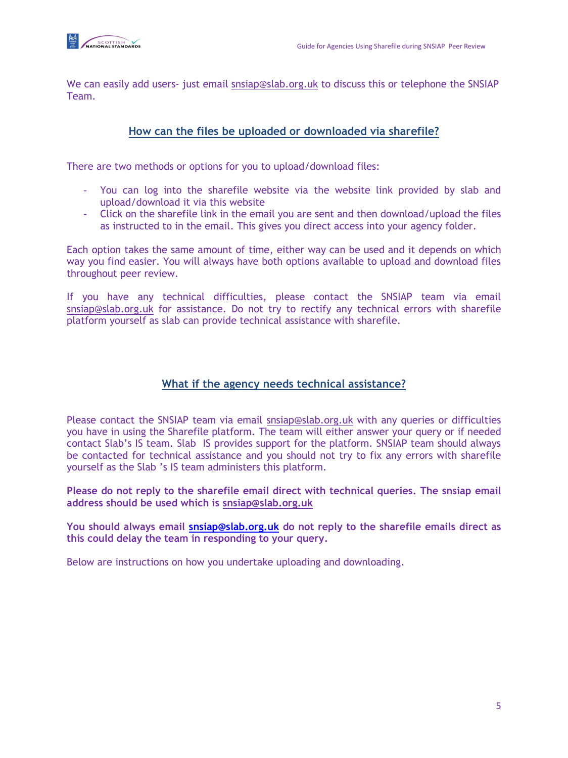We can easily add users- just email snsiap@slab.org.uk to discuss this or telephone the SNSIAP Team.

## How can the files be uploaded or downloaded via sharefile?

There are two methods or options for you to upload/download files:

- You can log into the sharefile website via the website link provided by slab and upload/download it via this website
- Click on the sharefile link in the email you are sent and then download/upload the files as instructed to in the email. This gives you direct access into your agency folder.

Each option takes the same amount of time, either way can be used and it depends on which way you find easier. You will always have both options available to upload and download files throughout peer review.

If you have any technical difficulties, please contact the SNSIAP team via email snsiap@slab.org.uk for assistance. Do not try to rectify any technical errors with sharefile platform yourself as slab can provide technical assistance with sharefile.

## What if the agency needs technical assistance?

Please contact the SNSIAP team via email snsiap@slab.org.uk with any queries or difficulties you have in using the Sharefile platform. The team will either answer your query or if needed contact Slab's IS team. Slab IS provides support for the platform. SNSIAP team should always be contacted for technical assistance and you should not try to fix any errors with sharefile yourself as the Slab 's IS team administers this platform.

**Please do not reply to the sharefile email direct with technical queries. The snsiap email address should be used which is snsiap@slab.org.uk**

**You should always email snsiap@slab.org.uk do not reply to the sharefile emails direct as this could delay the team in responding to your query.**

Below are instructions on how you undertake uploading and downloading.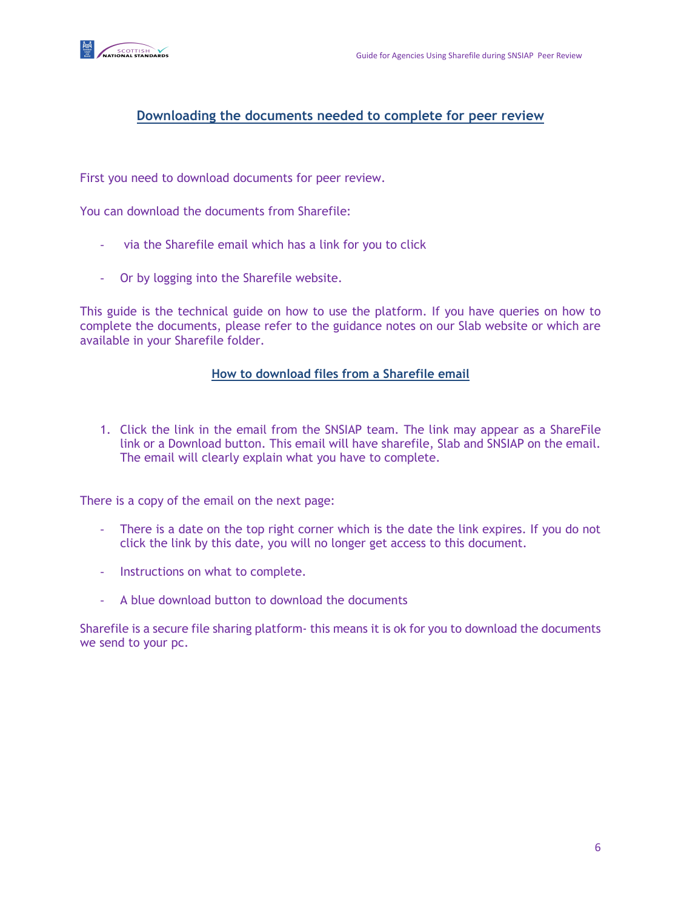## Downloading the documents needed to complete for peer review

First you need to download documents for peer review.

You can download the documents from Sharefile:

- via the Sharefile email which has a link for you to click
- Or by logging into the Sharefile website.

This guide is the technical guide on how to use the platform. If you have queries on how to complete the documents, please refer to the guidance notes on our Slab website or which are available in your Sharefile folder.

### How to download files from a Sharefile email

1. Click the link in the email from the SNSIAP team. The link may appear as a ShareFile link or a Download button. This email will have sharefile, Slab and SNSIAP on the email. The email will clearly explain what you have to complete.

There is a copy of the email on the next page:

- There is a date on the top right corner which is the date the link expires. If you do not click the link by this date, you will no longer get access to this document.
- Instructions on what to complete.
- A blue download button to download the documents

Sharefile is a secure file sharing platform- this means it is ok for you to download the documents we send to your pc.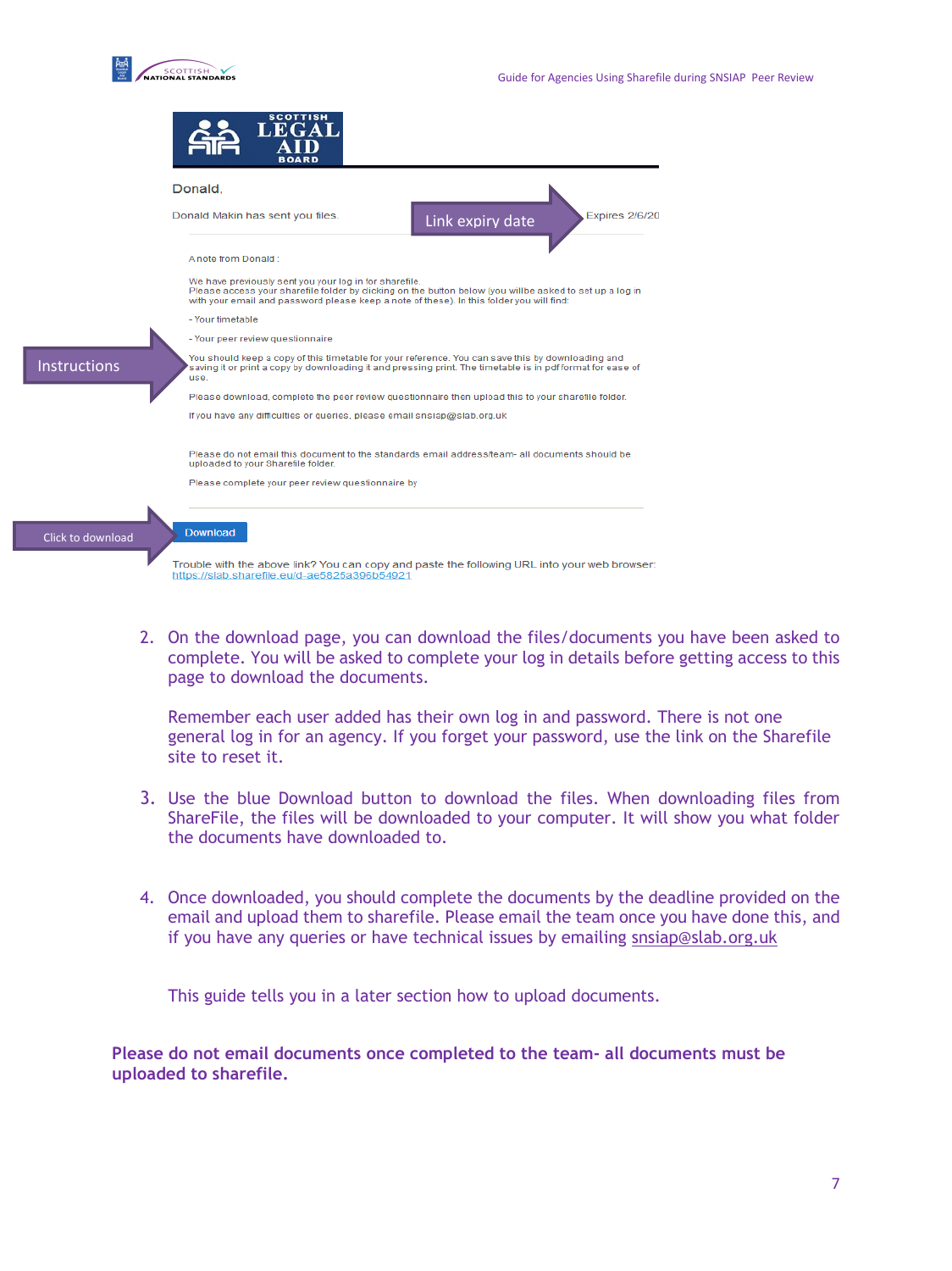Donald,

Donald Makin has sent you files.

Link expiry date

Expires 2/6/20

A note from Donald :

We have previously sent you your log in for sharefile.
Please access your sharefile folder by clicking on the button below (you willbe asked to set up a log in with your email and password please keep a note of these). In this folder you will find:

- Your timetable

- Your peer review questionnaire

Instructions

You should keep a copy of this timetable for your reference. You can save this by downloading and saving it or print a copy by downloading it and pressing print. The timetable is in pdf format for ease of use.

Please download, complete the peer review questionnaire then upload this to your sharefile folder.

If you have any difficulties or queries, please email snsiap@slab.org.uk

Please do not email this document to the standards email address/team- all documents should be uploaded to your Sharefile folder.

Please complete your peer review questionnaire by

Click to download

Download

Trouble with the above link? You can copy and paste the following URL into your web browser:
https://slab.sharefile.eu/d-ae5825a395b54921

2. On the download page, you can download the files/documents you have been asked to complete. You will be asked to complete your log in details before getting access to this page to download the documents.

   Remember each user added has their own log in and password. There is not one general log in for an agency. If you forget your password, use the link on the Sharefile site to reset it.

3. Use the blue Download button to download the files. When downloading files from ShareFile, the files will be downloaded to your computer. It will show you what folder the documents have downloaded to.

4. Once downloaded, you should complete the documents by the deadline provided on the email and upload them to sharefile. Please email the team once you have done this, and if you have any queries or have technical issues by emailing snsiap@slab.org.uk

   This guide tells you in a later section how to upload documents.

**Please do not email documents once completed to the team- all documents must be uploaded to sharefile.**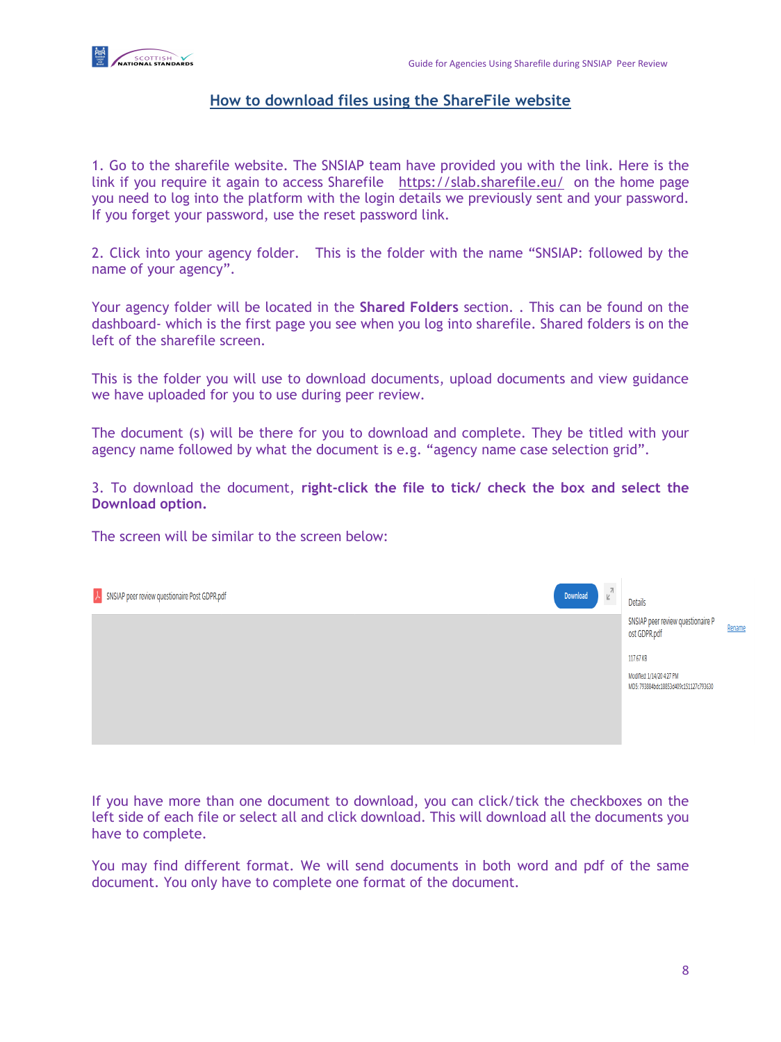## How to download files using the ShareFile website

1. Go to the sharefile website. The SNSIAP team have provided you with the link. Here is the link if you require it again to access Sharefile https://slab.sharefile.eu/ on the home page you need to log into the platform with the login details we previously sent and your password. If you forget your password, use the reset password link.

2. Click into your agency folder. This is the folder with the name "SNSIAP: followed by the name of your agency".

Your agency folder will be located in the **Shared Folders** section. . This can be found on the dashboard- which is the first page you see when you log into sharefile. Shared folders is on the left of the sharefile screen.

This is the folder you will use to download documents, upload documents and view guidance we have uploaded for you to use during peer review.

The document (s) will be there for you to download and complete. They be titled with your agency name followed by what the document is e.g. "agency name case selection grid".

3. To download the document, **right-click the file to tick/ check the box and select the Download option.**

The screen will be similar to the screen below:

SNSIAP peer review questionaire Post GDPR.pdf

Download

Details

SNSIAP peer review questionaire Post GDPR.pdf

Rename

117.67 KB

Modified: 1/14/20 4:27 PM

MD5: 793804bdc18853d409c151127c793630

If you have more than one document to download, you can click/tick the checkboxes on the left side of each file or select all and click download. This will download all the documents you have to complete.

You may find different format. We will send documents in both word and pdf of the same document. You only have to complete one format of the document.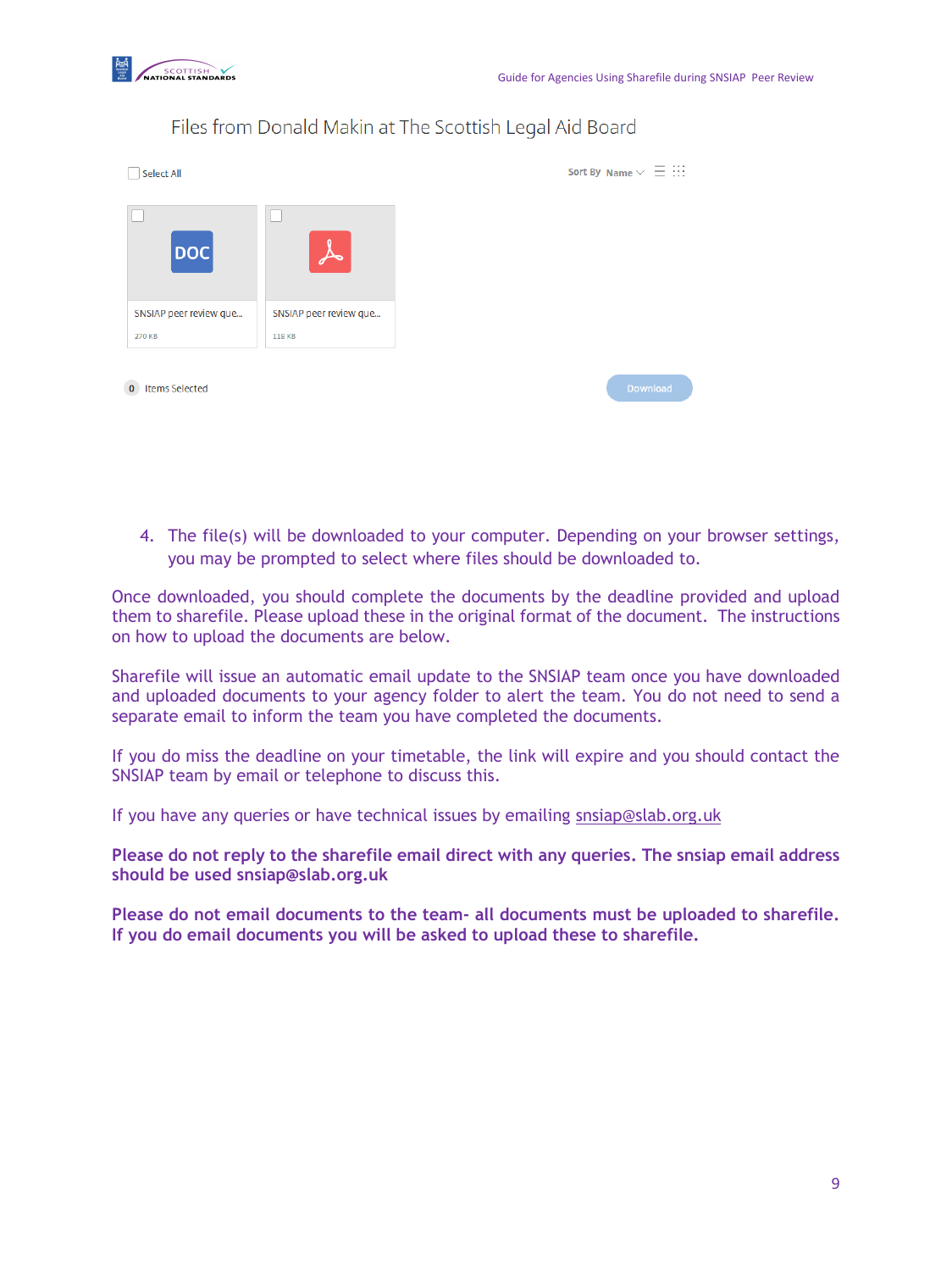Files from Donald Makin at The Scottish Legal Aid Board

Select All

Sort By Name

SNSIAP peer review que...
270 KB

SNSIAP peer review que...
118 KB

0 Items Selected

Download

4. The file(s) will be downloaded to your computer. Depending on your browser settings, you may be prompted to select where files should be downloaded to.

Once downloaded, you should complete the documents by the deadline provided and upload them to sharefile. Please upload these in the original format of the document. The instructions on how to upload the documents are below.

Sharefile will issue an automatic email update to the SNSIAP team once you have downloaded and uploaded documents to your agency folder to alert the team. You do not need to send a separate email to inform the team you have completed the documents.

If you do miss the deadline on your timetable, the link will expire and you should contact the SNSIAP team by email or telephone to discuss this.

If you have any queries or have technical issues by emailing snsiap@slab.org.uk

**Please do not reply to the sharefile email direct with any queries. The snsiap email address should be used snsiap@slab.org.uk**

**Please do not email documents to the team- all documents must be uploaded to sharefile. If you do email documents you will be asked to upload these to sharefile.**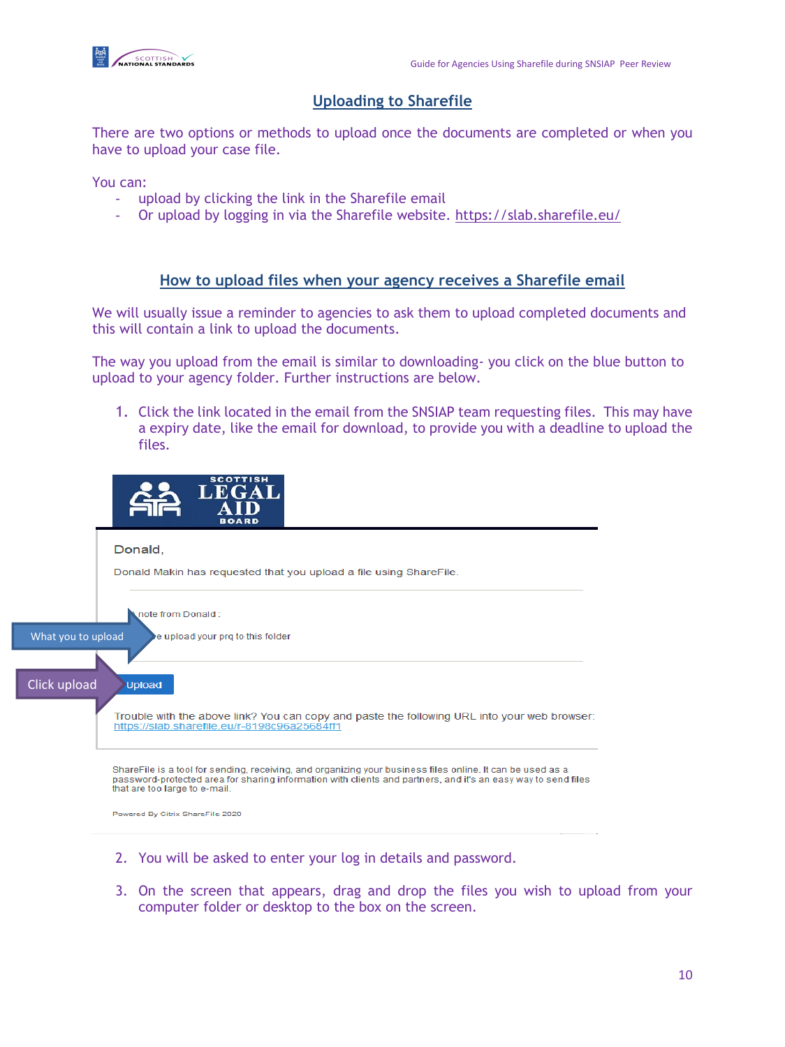## Uploading to Sharefile

There are two options or methods to upload once the documents are completed or when you have to upload your case file.

You can:

- upload by clicking the link in the Sharefile email
- Or upload by logging in via the Sharefile website. https://slab.sharefile.eu/

## How to upload files when your agency receives a Sharefile email

We will usually issue a reminder to agencies to ask them to upload completed documents and this will contain a link to upload the documents.

The way you upload from the email is similar to downloading- you click on the blue button to upload to your agency folder. Further instructions are below.

1. Click the link located in the email from the SNSIAP team requesting files. This may have a expiry date, like the email for download, to provide you with a deadline to upload the files.

SCOTTISH LEGAL AID BOARD

Donald,

Donald Makin has requested that you upload a file using ShareFile.

note from Donald:

e upload your prq to this folder

What you to upload

Click upload

Upload

Trouble with the above link? You can copy and paste the following URL into your web browser: https://slab.sharefile.eu/r-8198c96a25684ff1

ShareFile is a tool for sending, receiving, and organizing your business files online. It can be used as a password-protected area for sharing information with clients and partners, and it's an easy way to send files that are too large to e-mail.

Powered By Citrix ShareFile 2020

2. You will be asked to enter your log in details and password.

3. On the screen that appears, drag and drop the files you wish to upload from your computer folder or desktop to the box on the screen.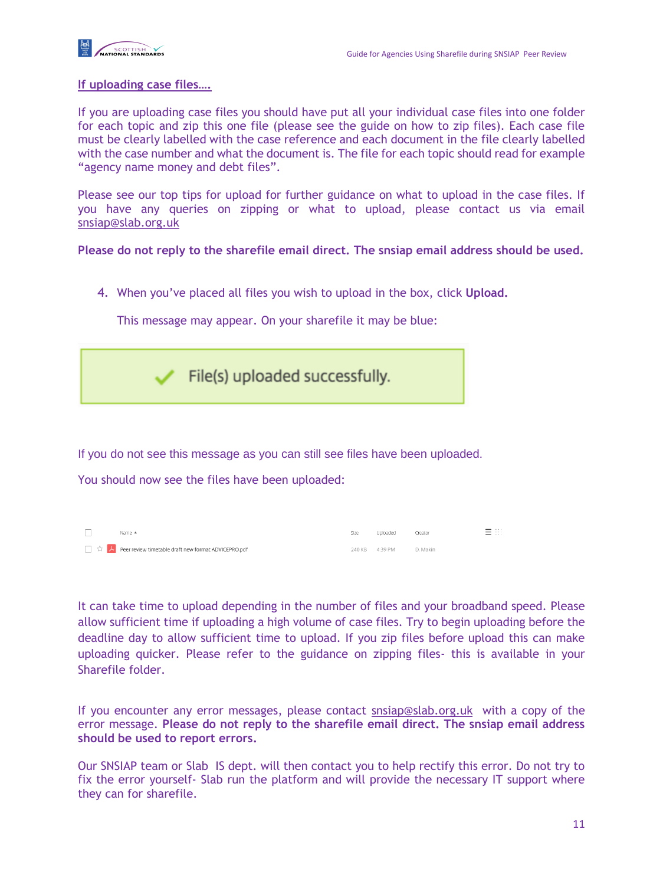If uploading case files….

If you are uploading case files you should have put all your individual case files into one folder for each topic and zip this one file (please see the guide on how to zip files). Each case file must be clearly labelled with the case reference and each document in the file clearly labelled with the case number and what the document is. The file for each topic should read for example "agency name money and debt files".

Please see our top tips for upload for further guidance on what to upload in the case files. If you have any queries on zipping or what to upload, please contact us via email snsiap@slab.org.uk

**Please do not reply to the sharefile email direct. The snsiap email address should be used.**

4. When you've placed all files you wish to upload in the box, click **Upload.**

   This message may appear. On your sharefile it may be blue:

File(s) uploaded successfully.

If you do not see this message as you can still see files have been uploaded.

You should now see the files have been uploaded:

| Name ▲ | Size | Uploaded | Creator |
|---|---|---|---|
| Peer review timetable draft new format ADVICEPRO.pdf | 240 KB | 4:39 PM | D. Makin |

It can take time to upload depending in the number of files and your broadband speed. Please allow sufficient time if uploading a high volume of case files. Try to begin uploading before the deadline day to allow sufficient time to upload. If you zip files before upload this can make uploading quicker. Please refer to the guidance on zipping files- this is available in your Sharefile folder.

If you encounter any error messages, please contact snsiap@slab.org.uk with a copy of the error message. **Please do not reply to the sharefile email direct. The snsiap email address should be used to report errors.**

Our SNSIAP team or Slab IS dept. will then contact you to help rectify this error. Do not try to fix the error yourself- Slab run the platform and will provide the necessary IT support where they can for sharefile.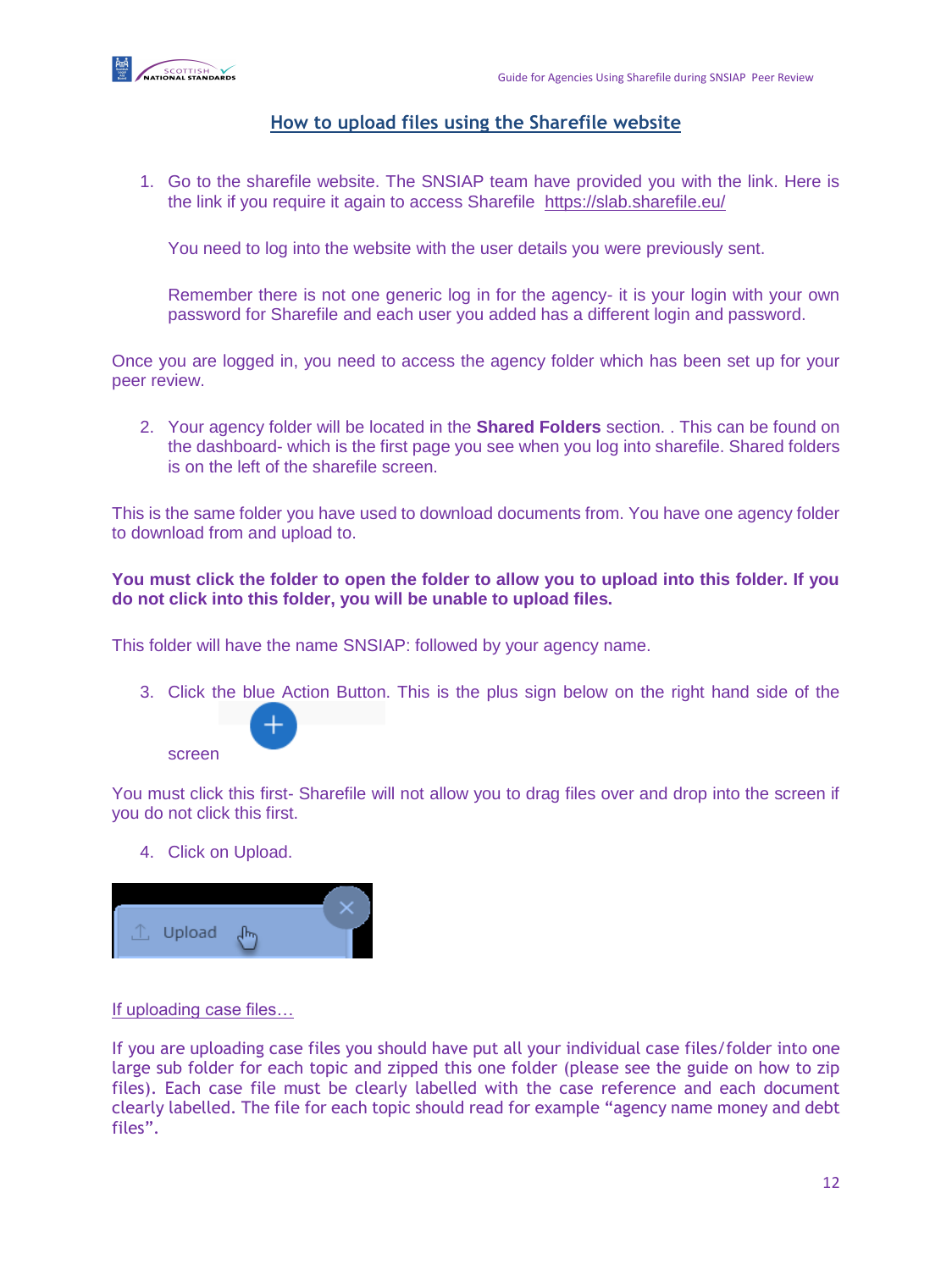## How to upload files using the Sharefile website

1. Go to the sharefile website. The SNSIAP team have provided you with the link. Here is the link if you require it again to access Sharefile https://slab.sharefile.eu/

   You need to log into the website with the user details you were previously sent.

   Remember there is not one generic log in for the agency- it is your login with your own password for Sharefile and each user you added has a different login and password.

Once you are logged in, you need to access the agency folder which has been set up for your peer review.

2. Your agency folder will be located in the **Shared Folders** section. . This can be found on the dashboard- which is the first page you see when you log into sharefile. Shared folders is on the left of the sharefile screen.

This is the same folder you have used to download documents from. You have one agency folder to download from and upload to.

**You must click the folder to open the folder to allow you to upload into this folder. If you do not click into this folder, you will be unable to upload files.**

This folder will have the name SNSIAP: followed by your agency name.

3. Click the blue Action Button. This is the plus sign below on the right hand side of the screen

You must click this first- Sharefile will not allow you to drag files over and drop into the screen if you do not click this first.

4. Click on Upload.

If uploading case files…

If you are uploading case files you should have put all your individual case files/folder into one large sub folder for each topic and zipped this one folder (please see the guide on how to zip files). Each case file must be clearly labelled with the case reference and each document clearly labelled. The file for each topic should read for example "agency name money and debt files".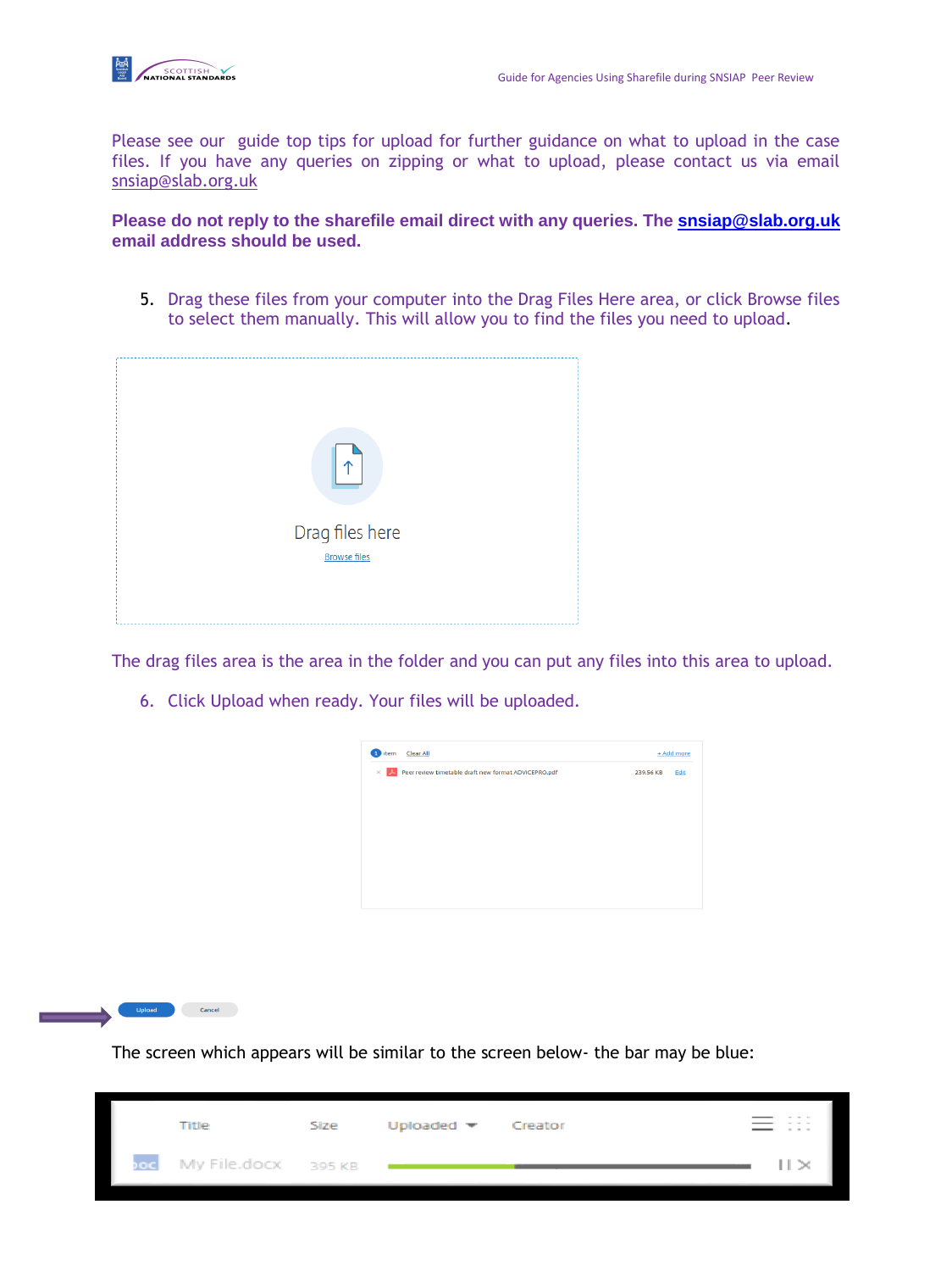Please see our guide top tips for upload for further guidance on what to upload in the case files. If you have any queries on zipping or what to upload, please contact us via email snsiap@slab.org.uk

**Please do not reply to the sharefile email direct with any queries. The snsiap@slab.org.uk email address should be used.**

5. Drag these files from your computer into the Drag Files Here area, or click Browse files to select them manually. This will allow you to find the files you need to upload.

The drag files area is the area in the folder and you can put any files into this area to upload.

6. Click Upload when ready. Your files will be uploaded.

The screen which appears will be similar to the screen below- the bar may be blue: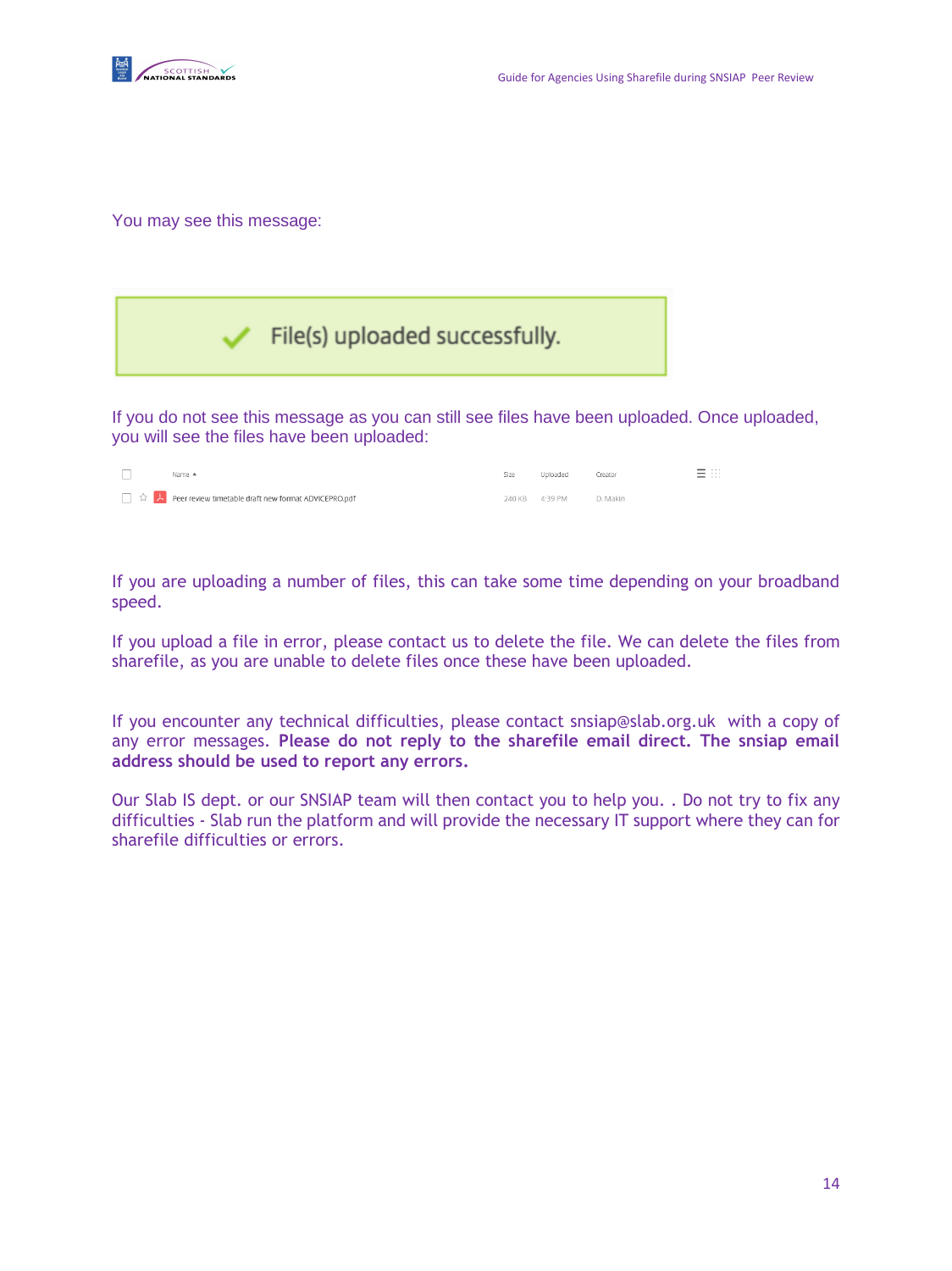You may see this message:

File(s) uploaded successfully.

If you do not see this message as you can still see files have been uploaded. Once uploaded, you will see the files have been uploaded:

| | Name ▲ | Size | Uploaded | Creator |
|---|---|---|---|---|
| | Peer review timetable draft new format ADVICEPRO.pdf | 240 KB | 4:39 PM | D. Makin |

If you are uploading a number of files, this can take some time depending on your broadband speed.

If you upload a file in error, please contact us to delete the file. We can delete the files from sharefile, as you are unable to delete files once these have been uploaded.

If you encounter any technical difficulties, please contact snsiap@slab.org.uk with a copy of any error messages. **Please do not reply to the sharefile email direct. The snsiap email address should be used to report any errors.**

Our Slab IS dept. or our SNSIAP team will then contact you to help you. . Do not try to fix any difficulties - Slab run the platform and will provide the necessary IT support where they can for sharefile difficulties or errors.